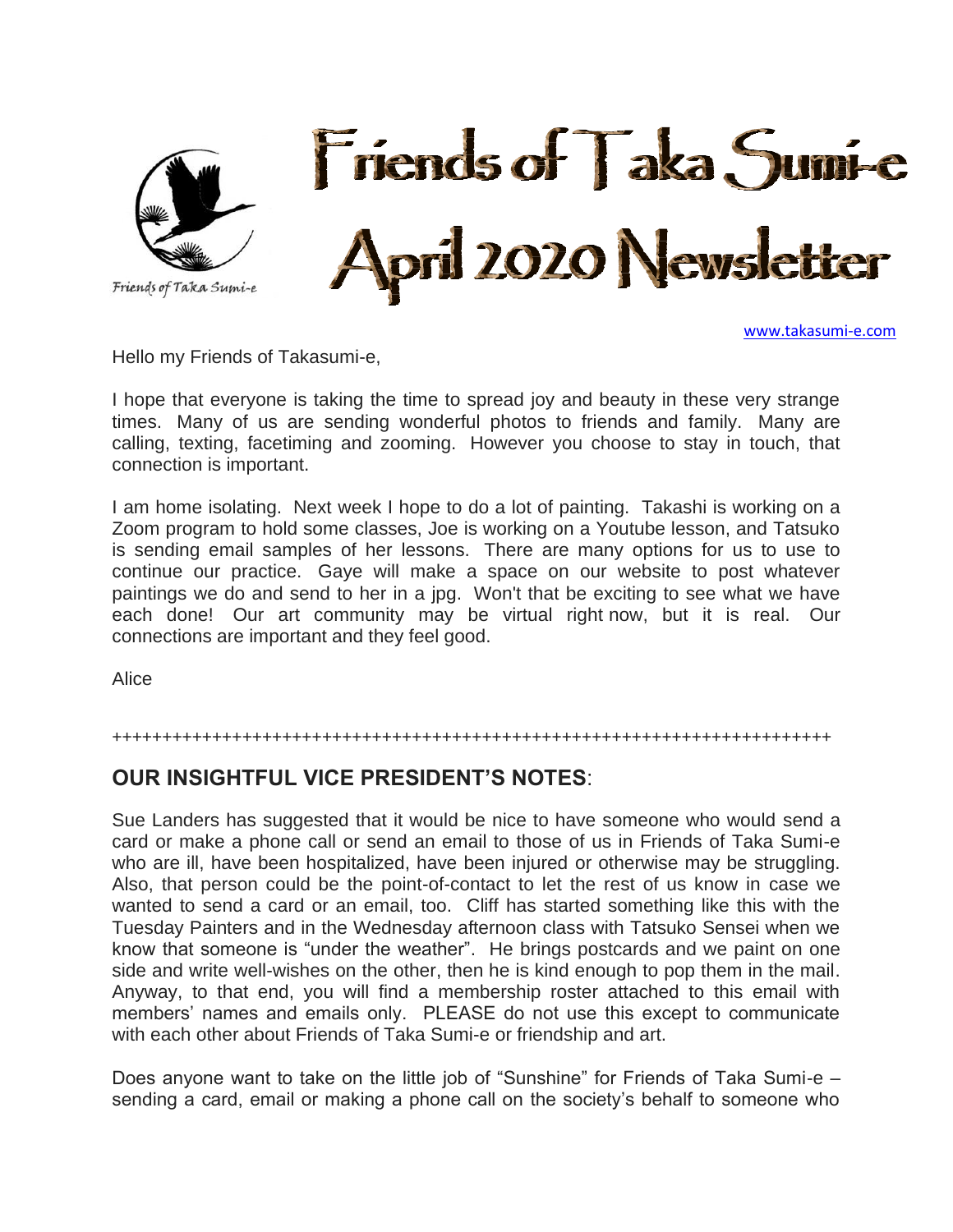# Friends of Taka Sumi-e April 2020 Newsletter

Friends of Taka Sumi-e

www.takasumi-e.com

Hello my Friends of Takasumi-e,

I hope that everyone is taking the time to spread joy and beauty in these very strange times. Many of us are sending wonderful photos to friends and family. Many are calling, texting, facetiming and zooming. However you choose to stay in touch, that connection is important.

I am home isolating. Next week I hope to do a lot of painting. Takashi is working on a Zoom program to hold some classes, Joe is working on a Youtube lesson, and Tatsuko is sending email samples of her lessons. There are many options for us to use to continue our practice. Gaye will make a space on our website to post whatever paintings we do and send to her in a jpg. Won't that be exciting to see what we have each done! Our art community may be virtual right now, but it is real. Our connections are important and they feel good.

Alice

++++++++++++++++++++++++++++++++++++++++++++++++++++++++++++++++++++++++++++

## OUR INSIGHTFUL VICE PRESIDENT'S NOTES:

Sue Landers has suggested that it would be nice to have someone who would send a card or make a phone call or send an email to those of us in Friends of Taka Sumi-e who are ill, have been hospitalized, have been injured or otherwise may be struggling. Also, that person could be the point-of-contact to let the rest of us know in case we wanted to send a card or an email, too. Cliff has started something like this with the Tuesday Painters and in the Wednesday afternoon class with Tatsuko Sensei when we know that someone is "under the weather". He brings postcards and we paint on one side and write well-wishes on the other, then he is kind enough to pop them in the mail. Anyway, to that end, you will find a membership roster attached to this email with members' names and emails only. PLEASE do not use this except to communicate with each other about Friends of Taka Sumi-e or friendship and art.

Does anyone want to take on the little job of "Sunshine" for Friends of Taka Sumi-e – sending a card, email or making a phone call on the society's behalf to someone who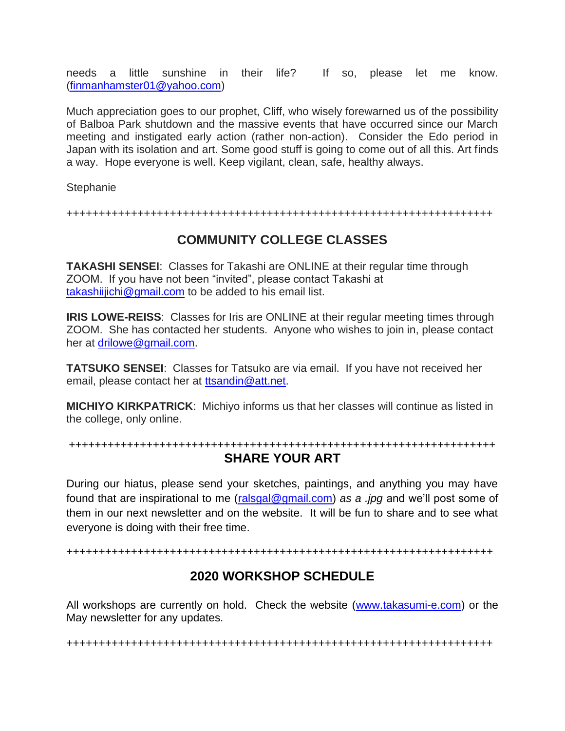needs a little sunshine in their life? If so, please let me know. (finmanhamster01@yahoo.com)

Much appreciation goes to our prophet, Cliff, who wisely forewarned us of the possibility of Balboa Park shutdown and the massive events that have occurred since our March meeting and instigated early action (rather non-action). Consider the Edo period in Japan with its isolation and art. Some good stuff is going to come out of all this. Art finds a way. Hope everyone is well. Keep vigilant, clean, safe, healthy always.

Stephanie

++++++++++++++++++++++++++++++++++++++++++++++++++++++++++++++++++++++

## COMMUNITY COLLEGE CLASSES

**TAKASHI SENSEI**: Classes for Takashi are ONLINE at their regular time through ZOOM. If you have not been "invited", please contact Takashi at takashiijichi@gmail.com to be added to his email list.

**IRIS LOWE-REISS**: Classes for Iris are ONLINE at their regular meeting times through ZOOM. She has contacted her students. Anyone who wishes to join in, please contact her at drilowe@gmail.com.

**TATSUKO SENSEI**: Classes for Tatsuko are via email. If you have not received her email, please contact her at ttsandin@att.net.

**MICHIYO KIRKPATRICK**: Michiyo informs us that her classes will continue as listed in the college, only online.

++++++++++++++++++++++++++++++++++++++++++++++++++++++++++++++++++++++

## SHARE YOUR ART

During our hiatus, please send your sketches, paintings, and anything you may have found that are inspirational to me (ralsgal@gmail.com) *as a .jpg* and we'll post some of them in our next newsletter and on the website. It will be fun to share and to see what everyone is doing with their free time.

++++++++++++++++++++++++++++++++++++++++++++++++++++++++++++++++++++++

## 2020 WORKSHOP SCHEDULE

All workshops are currently on hold. Check the website (www.takasumi-e.com) or the May newsletter for any updates.

++++++++++++++++++++++++++++++++++++++++++++++++++++++++++++++++++++++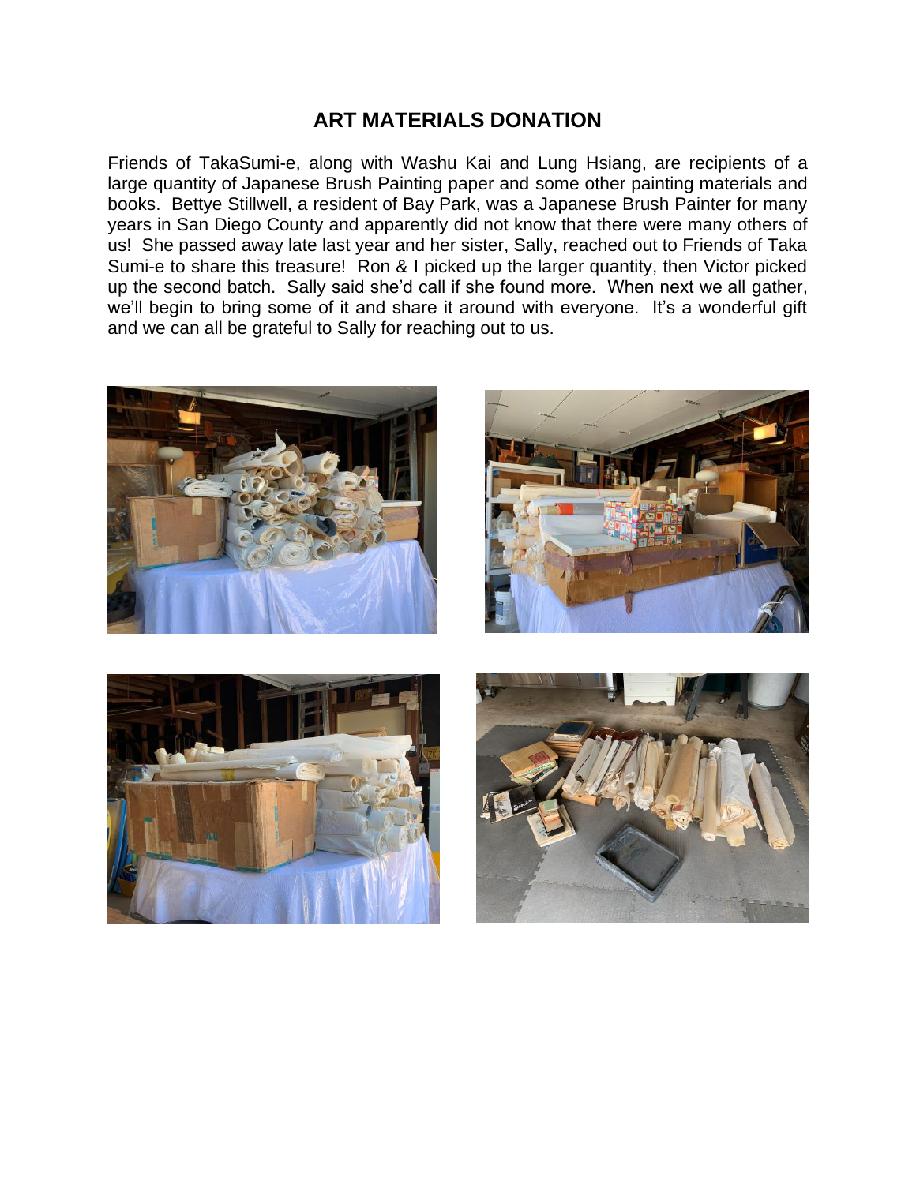## ART MATERIALS DONATION

Friends of TakaSumi-e, along with Washu Kai and Lung Hsiang, are recipients of a large quantity of Japanese Brush Painting paper and some other painting materials and books. Bettye Stillwell, a resident of Bay Park, was a Japanese Brush Painter for many years in San Diego County and apparently did not know that there were many others of us! She passed away late last year and her sister, Sally, reached out to Friends of Taka Sumi-e to share this treasure! Ron & I picked up the larger quantity, then Victor picked up the second batch. Sally said she'd call if she found more. When next we all gather, we'll begin to bring some of it and share it around with everyone. It's a wonderful gift and we can all be grateful to Sally for reaching out to us.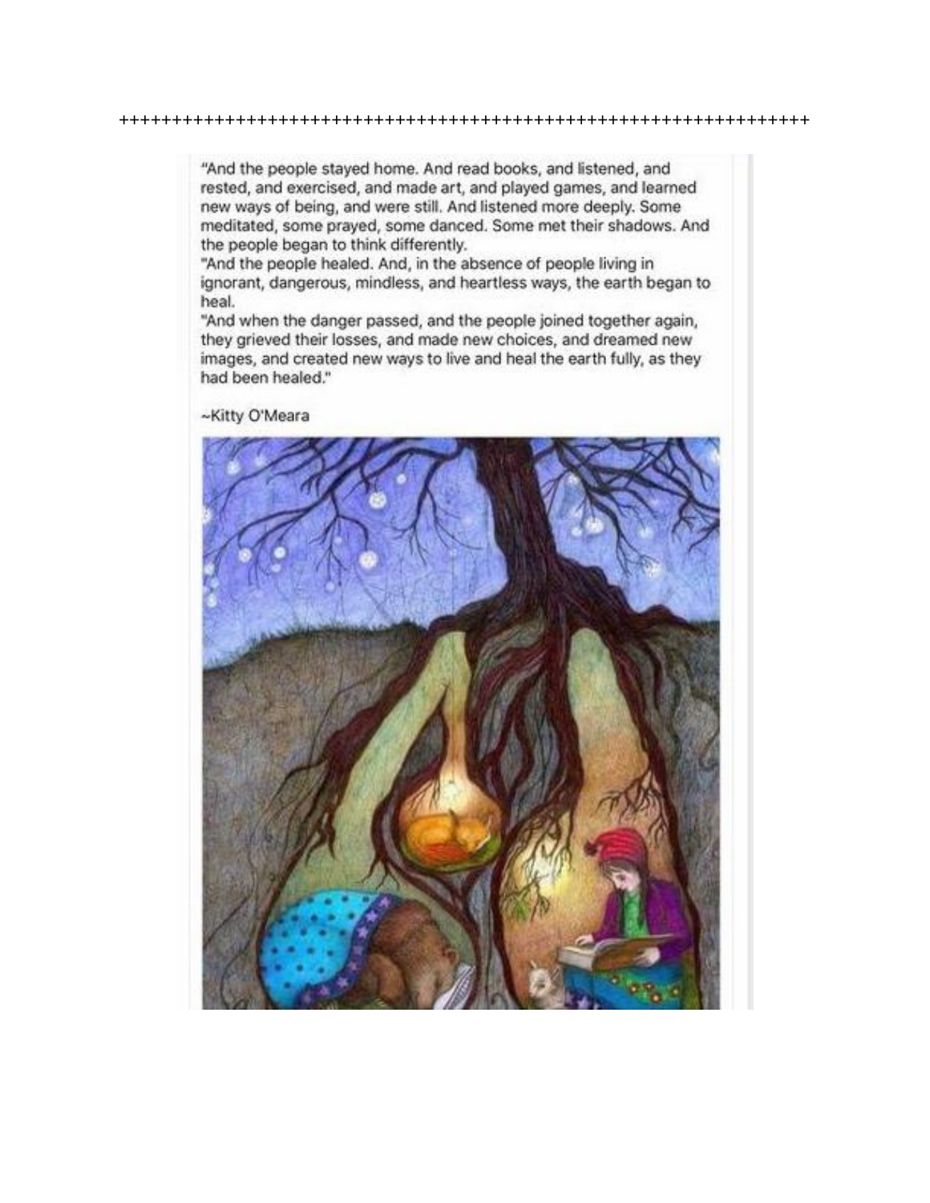++++++++++++++++++++++++++++++++++++++++++++++++++++++++++++++++++++

"And the people stayed home. And read books, and listened, and rested, and exercised, and made art, and played games, and learned new ways of being, and were still. And listened more deeply. Some meditated, some prayed, some danced. Some met their shadows. And the people began to think differently.

"And the people healed. And, in the absence of people living in ignorant, dangerous, mindless, and heartless ways, the earth began to heal.

"And when the danger passed, and the people joined together again, they grieved their losses, and made new choices, and dreamed new images, and created new ways to live and heal the earth fully, as they had been healed."

~Kitty O'Meara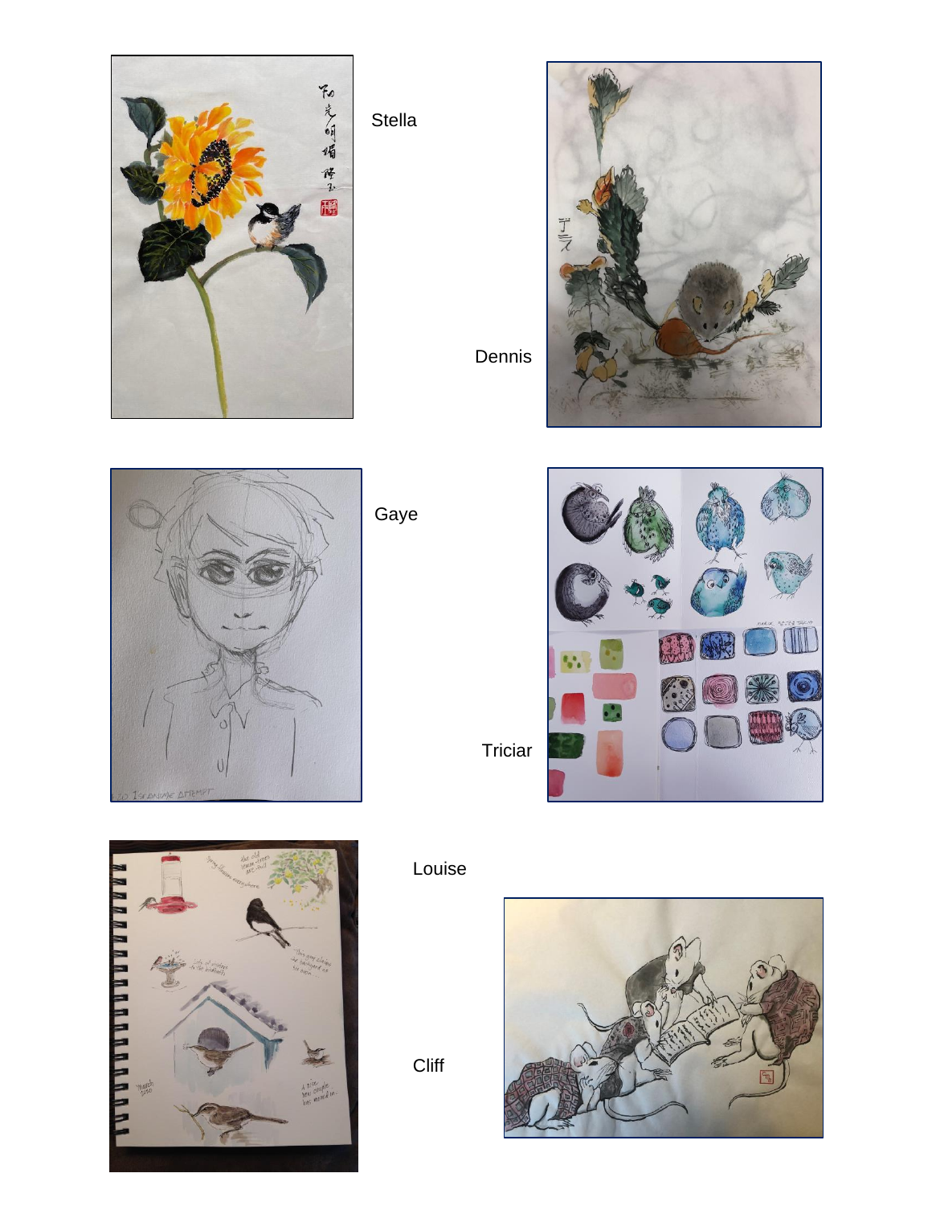Stella

Dennis

Gaye

Triciar

Louise

Cliff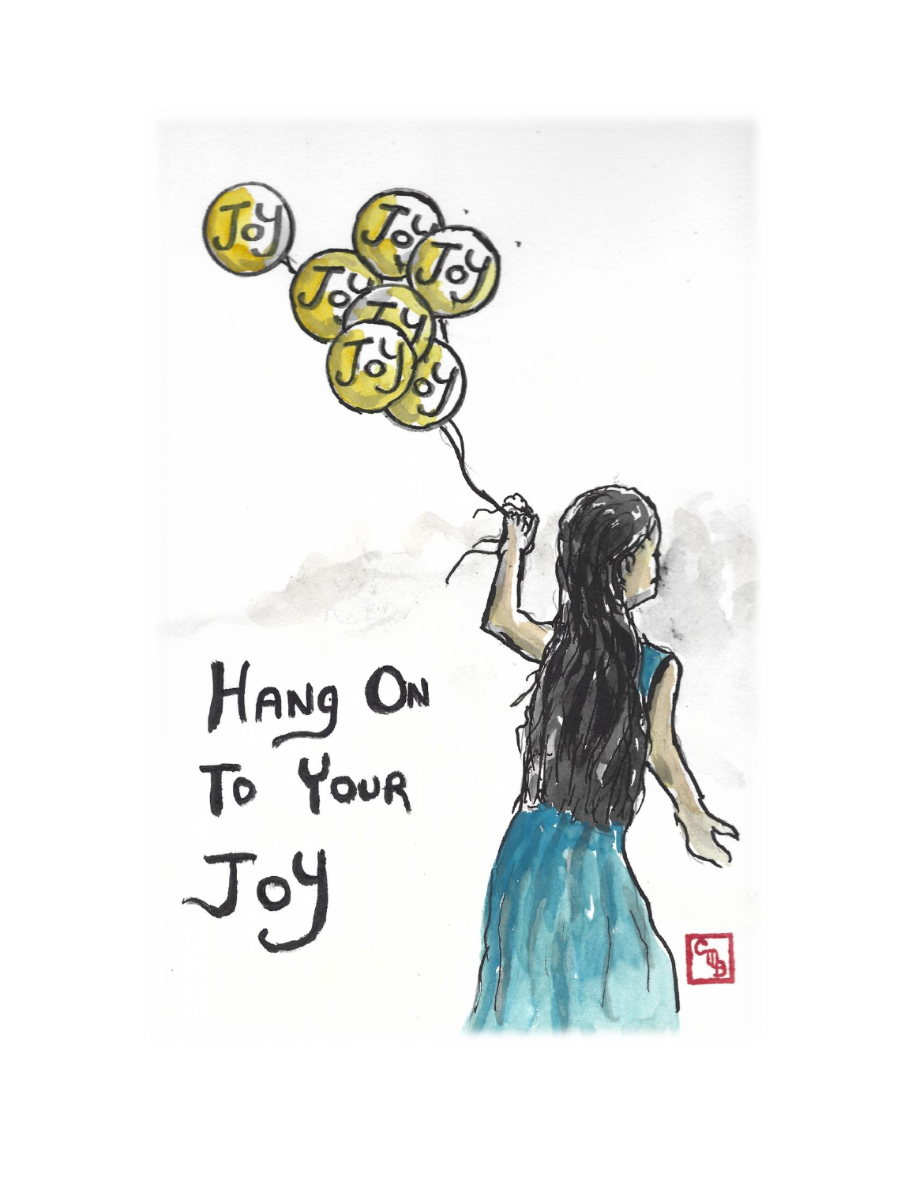Hang On To Your Joy